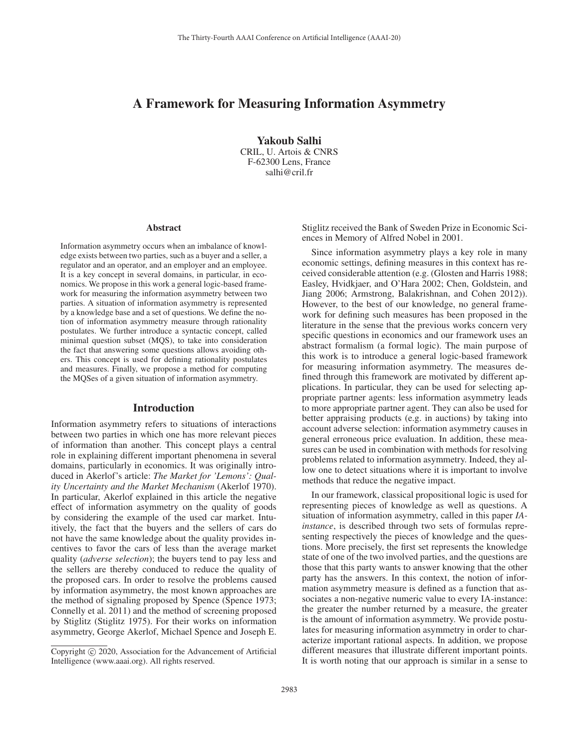# A Framework for Measuring Information Asymmetry

**Yakoub Salhi**
CRIL, U. Artois & CNRS
F-62300 Lens, France
salhi@cril.fr

## Abstract

Information asymmetry occurs when an imbalance of knowledge exists between two parties, such as a buyer and a seller, a regulator and an operator, and an employer and an employee. It is a key concept in several domains, in particular, in economics. We propose in this work a general logic-based framework for measuring the information asymmetry between two parties. A situation of information asymmetry is represented by a knowledge base and a set of questions. We define the notion of information asymmetry measure through rationality postulates. We further introduce a syntactic concept, called minimal question subset (MQS), to take into consideration the fact that answering some questions allows avoiding others. This concept is used for defining rationality postulates and measures. Finally, we propose a method for computing the MQSes of a given situation of information asymmetry.

## Introduction

Information asymmetry refers to situations of interactions between two parties in which one has more relevant pieces of information than another. This concept plays a central role in explaining different important phenomena in several domains, particularly in economics. It was originally introduced in Akerlof's article: *The Market for 'Lemons': Quality Uncertainty and the Market Mechanism* (Akerlof 1970). In particular, Akerlof explained in this article the negative effect of information asymmetry on the quality of goods by considering the example of the used car market. Intuitively, the fact that the buyers and the sellers of cars do not have the same knowledge about the quality provides incentives to favor the cars of less than the average market quality (*adverse selection*); the buyers tend to pay less and the sellers are thereby conduced to reduce the quality of the proposed cars. In order to resolve the problems caused by information asymmetry, the most known approaches are the method of signaling proposed by Spence (Spence 1973; Connelly et al. 2011) and the method of screening proposed by Stiglitz (Stiglitz 1975). For their works on information asymmetry, George Akerlof, Michael Spence and Joseph E. Stiglitz received the Bank of Sweden Prize in Economic Sciences in Memory of Alfred Nobel in 2001.

Since information asymmetry plays a key role in many economic settings, defining measures in this context has received considerable attention (e.g. (Glosten and Harris 1988; Easley, Hvidkjaer, and O'Hara 2002; Chen, Goldstein, and Jiang 2006; Armstrong, Balakrishnan, and Cohen 2012)). However, to the best of our knowledge, no general framework for defining such measures has been proposed in the literature in the sense that the previous works concern very specific questions in economics and our framework uses an abstract formalism (a formal logic). The main purpose of this work is to introduce a general logic-based framework for measuring information asymmetry. The measures defined through this framework are motivated by different applications. In particular, they can be used for selecting appropriate partner agents: less information asymmetry leads to more appropriate partner agent. They can also be used for better appraising products (e.g. in auctions) by taking into account adverse selection: information asymmetry causes in general erroneous price evaluation. In addition, these measures can be used in combination with methods for resolving problems related to information asymmetry. Indeed, they allow one to detect situations where it is important to involve methods that reduce the negative impact.

In our framework, classical propositional logic is used for representing pieces of knowledge as well as questions. A situation of information asymmetry, called in this paper *IA-instance*, is described through two sets of formulas representing respectively the pieces of knowledge and the questions. More precisely, the first set represents the knowledge state of one of the two involved parties, and the questions are those that this party wants to answer knowing that the other party has the answers. In this context, the notion of information asymmetry measure is defined as a function that associates a non-negative numeric value to every IA-instance: the greater the number returned by a measure, the greater is the amount of information asymmetry. We provide postulates for measuring information asymmetry in order to characterize important rational aspects. In addition, we propose different measures that illustrate different important points. It is worth noting that our approach is similar in a sense to

Copyright © 2020, Association for the Advancement of Artificial Intelligence (www.aaai.org). All rights reserved.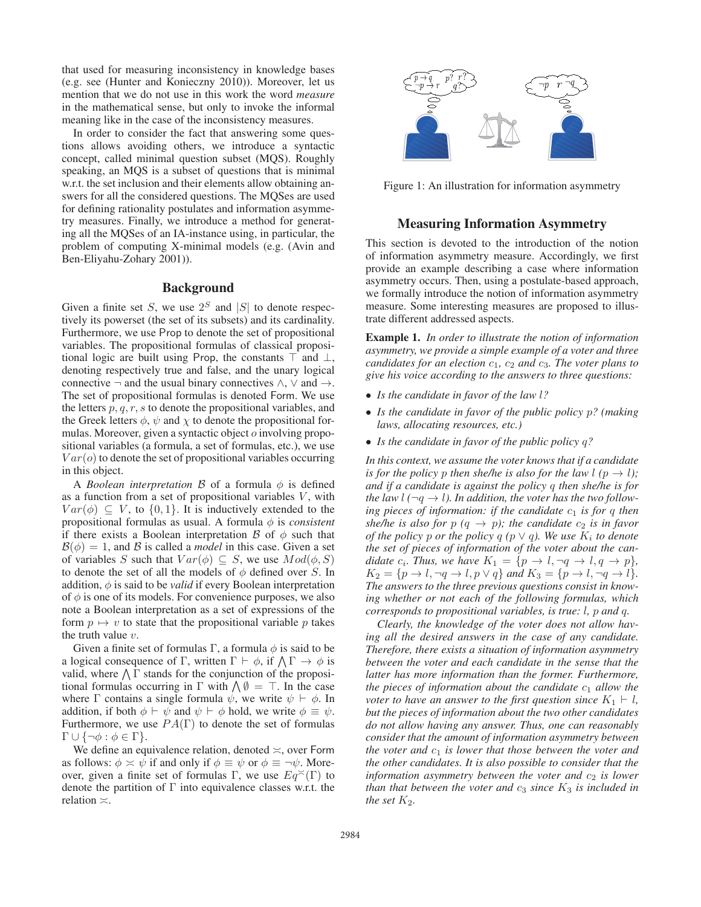that used for measuring inconsistency in knowledge bases (e.g. see (Hunter and Konieczny 2010)). Moreover, let us mention that we do not use in this work the word *measure* in the mathematical sense, but only to invoke the informal meaning like in the case of the inconsistency measures.

In order to consider the fact that answering some questions allows avoiding others, we introduce a syntactic concept, called minimal question subset (MQS). Roughly speaking, an MQS is a subset of questions that is minimal w.r.t. the set inclusion and their elements allow obtaining answers for all the considered questions. The MQSes are used for defining rationality postulates and information asymmetry measures. Finally, we introduce a method for generating all the MQSes of an IA-instance using, in particular, the problem of computing X-minimal models (e.g. (Avin and Ben-Eliyahu-Zohary 2001)).

## Background

Given a finite set $S$, we use $2^S$ and $|S|$ to denote respectively its powerset (the set of its subsets) and its cardinality. Furthermore, we use Prop to denote the set of propositional variables. The propositional formulas of classical propositional logic are built using Prop, the constants $\top$ and $\bot$, denoting respectively true and false, and the unary logical connective $\neg$ and the usual binary connectives $\wedge$, $\vee$ and $\rightarrow$. The set of propositional formulas is denoted Form. We use the letters $p, q, r, s$ to denote the propositional variables, and the Greek letters $\phi$, $\psi$ and $\chi$ to denote the propositional formulas. Moreover, given a syntactic object $o$ involving propositional variables (a formula, a set of formulas, etc.), we use $Var(o)$ to denote the set of propositional variables occurring in this object.

A *Boolean interpretation* $\mathcal{B}$ of a formula $\phi$ is defined as a function from a set of propositional variables $V$, with $Var(\phi) \subseteq V$, to $\{0, 1\}$. It is inductively extended to the propositional formulas as usual. A formula $\phi$ is *consistent* if there exists a Boolean interpretation $\mathcal{B}$ of $\phi$ such that $\mathcal{B}(\phi) = 1$, and $\mathcal{B}$ is called a *model* in this case. Given a set of variables $S$ such that $Var(\phi) \subseteq S$, we use $Mod(\phi, S)$ to denote the set of all the models of $\phi$ defined over $S$. In addition, $\phi$ is said to be *valid* if every Boolean interpretation of $\phi$ is one of its models. For convenience purposes, we also note a Boolean interpretation as a set of expressions of the form $p \mapsto v$ to state that the propositional variable $p$ takes the truth value $v$.

Given a finite set of formulas $\Gamma$, a formula $\phi$ is said to be a logical consequence of $\Gamma$, written $\Gamma \vdash \phi$, if $\bigwedge \Gamma \rightarrow \phi$ is valid, where $\bigwedge \Gamma$ stands for the conjunction of the propositional formulas occurring in $\Gamma$ with $\bigwedge \emptyset = \top$. In the case where $\Gamma$ contains a single formula $\psi$, we write $\psi \vdash \phi$. In addition, if both $\phi \vdash \psi$ and $\psi \vdash \phi$ hold, we write $\phi \equiv \psi$. Furthermore, we use $PA(\Gamma)$ to denote the set of formulas $\Gamma \cup \{\neg\phi : \phi \in \Gamma\}$.

We define an equivalence relation, denoted $\asymp$, over Form as follows: $\phi \asymp \psi$ if and only if $\phi \equiv \psi$ or $\phi \equiv \neg\psi$. Moreover, given a finite set of formulas $\Gamma$, we use $Eq^{\asymp}(\Gamma)$ to denote the partition of $\Gamma$ into equivalence classes w.r.t. the relation $\asymp$.

Figure 1: An illustration for information asymmetry

## Measuring Information Asymmetry

This section is devoted to the introduction of the notion of information asymmetry measure. Accordingly, we first provide an example describing a case where information asymmetry occurs. Then, using a postulate-based approach, we formally introduce the notion of information asymmetry measure. Some interesting measures are proposed to illustrate different addressed aspects.

**Example 1.** *In order to illustrate the notion of information asymmetry, we provide a simple example of a voter and three candidates for an election $c_1$, $c_2$ and $c_3$. The voter plans to give his voice according to the answers to three questions:*

- *Is the candidate in favor of the law $l$?*
- *Is the candidate in favor of the public policy $p$? (making laws, allocating resources, etc.)*
- *Is the candidate in favor of the public policy $q$?*

*In this context, we assume the voter knows that if a candidate is for the policy $p$ then she/he is also for the law $l$ ($p \rightarrow l$); and if a candidate is against the policy $q$ then she/he is for the law $l$ ($\neg q \rightarrow l$). In addition, the voter has the two following pieces of information: if the candidate $c_1$ is for $q$ then she/he is also for $p$ ($q \rightarrow p$); the candidate $c_2$ is in favor of the policy $p$ or the policy $q$ ($p \vee q$). We use $K_i$ to denote the set of pieces of information of the voter about the candidate $c_i$. Thus, we have $K_1 = \{p \rightarrow l, \neg q \rightarrow l, q \rightarrow p\}$, $K_2 = \{p \rightarrow l, \neg q \rightarrow l, p \vee q\}$ and $K_3 = \{p \rightarrow l, \neg q \rightarrow l\}$. The answers to the three previous questions consist in knowing whether or not each of the following formulas, which corresponds to propositional variables, is true: $l$, $p$ and $q$.*

*Clearly, the knowledge of the voter does not allow having all the desired answers in the case of any candidate. Therefore, there exists a situation of information asymmetry between the voter and each candidate in the sense that the latter has more information than the former. Furthermore, the pieces of information about the candidate $c_1$ allow the voter to have an answer to the first question since $K_1 \vdash l$, but the pieces of information about the two other candidates do not allow having any answer. Thus, one can reasonably consider that the amount of information asymmetry between the voter and $c_1$ is lower that those between the voter and the other candidates. It is also possible to consider that the information asymmetry between the voter and $c_2$ is lower than that between the voter and $c_3$ since $K_3$ is included in the set $K_2$.*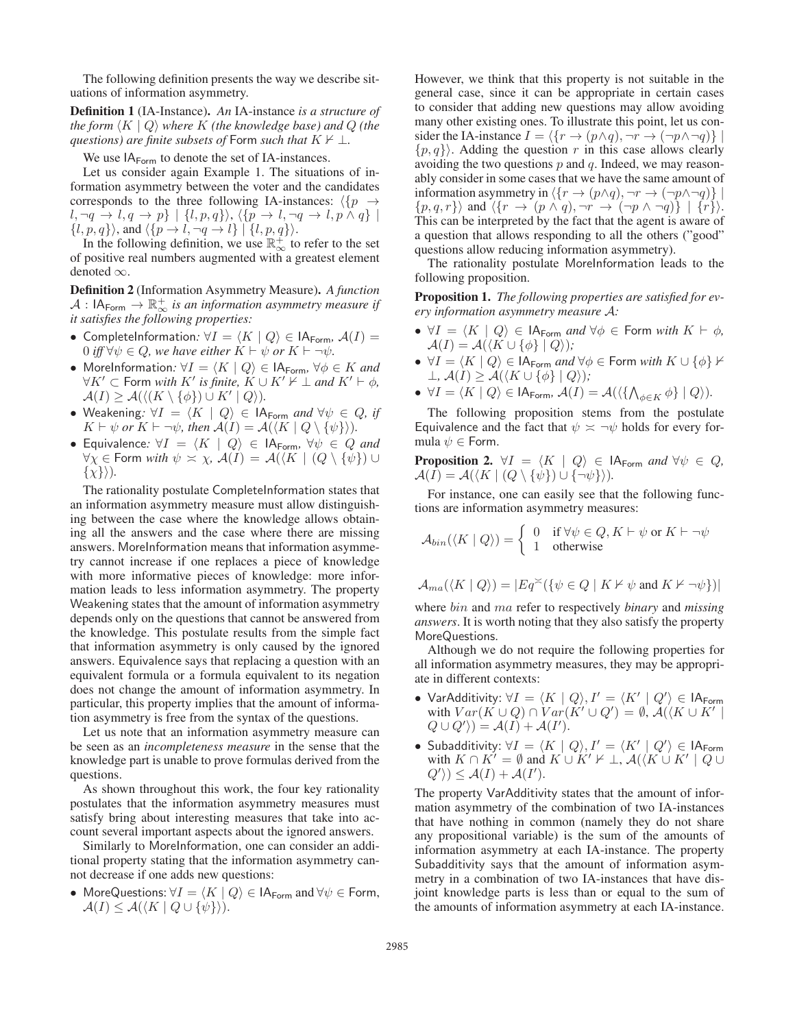The following definition presents the way we describe situations of information asymmetry.

**Definition 1** (IA-Instance). *An* IA-instance *is a structure of the form* $\langle K \mid Q\rangle$ *where* $K$ *(the knowledge base) and* $Q$ *(the questions) are finite subsets of* Form *such that* $K \nvdash \bot$.

We use $\mathsf{IA}_{\mathsf{Form}}$ to denote the set of IA-instances.

Let us consider again Example 1. The situations of information asymmetry between the voter and the candidates corresponds to the three following IA-instances: $\langle\{p \to l, \neg q \to l, q \to p\} \mid \{l, p, q\}\rangle$, $\langle\{p \to l, \neg q \to l, p \wedge q\} \mid \{l, p, q\}\rangle$, and $\langle\{p \to l, \neg q \to l\} \mid \{l, p, q\}\rangle$.

In the following definition, we use $\mathbb{R}^+_\infty$ to refer to the set of positive real numbers augmented with a greatest element denoted $\infty$.

**Definition 2** (Information Asymmetry Measure). *A function* $\mathcal{A} : \mathsf{IA}_{\mathsf{Form}} \to \mathbb{R}^+_\infty$ *is an information asymmetry measure if it satisfies the following properties:*

- CompleteInformation*:* $\forall I = \langle K \mid Q\rangle \in \mathsf{IA}_{\mathsf{Form}}$*,* $\mathcal{A}(I) = 0$ *iff* $\forall \psi \in Q$*, we have either* $K \vdash \psi$ *or* $K \vdash \neg\psi$*.*
- MoreInformation*:* $\forall I = \langle K \mid Q\rangle \in \mathsf{IA}_{\mathsf{Form}}$*,* $\forall \phi \in K$ *and* $\forall K' \subset$ Form *with* $K'$ *is finite,* $K \cup K' \nvdash \bot$ *and* $K' \vdash \phi$*,* $\mathcal{A}(I) \geq \mathcal{A}(\langle (K \setminus \{\phi\}) \cup K' \mid Q\rangle)$*.*
- Weakening*:* $\forall I = \langle K \mid Q\rangle \in \mathsf{IA}_{\mathsf{Form}}$ *and* $\forall \psi \in Q$*, if* $K \vdash \psi$ *or* $K \vdash \neg\psi$*, then* $\mathcal{A}(I) = \mathcal{A}(\langle K \mid Q \setminus \{\psi\}\rangle)$*.*
- Equivalence*:* $\forall I = \langle K \mid Q\rangle \in \mathsf{IA}_{\mathsf{Form}}$*,* $\forall \psi \in Q$ *and* $\forall \chi \in$ Form *with* $\psi \asymp \chi$*,* $\mathcal{A}(I) = \mathcal{A}(\langle K \mid (Q \setminus \{\psi\}) \cup \{\chi\}\rangle)$*.*

The rationality postulate CompleteInformation states that an information asymmetry measure must allow distinguishing between the case where the knowledge allows obtaining all the answers and the case where there are missing answers. MoreInformation means that information asymmetry cannot increase if one replaces a piece of knowledge with more informative pieces of knowledge: more information leads to less information asymmetry. The property Weakening states that the amount of information asymmetry depends only on the questions that cannot be answered from the knowledge. This postulate results from the simple fact that information asymmetry is only caused by the ignored answers. Equivalence says that replacing a question with an equivalent formula or a formula equivalent to its negation does not change the amount of information asymmetry. In particular, this property implies that the amount of information asymmetry is free from the syntax of the questions.

Let us note that an information asymmetry measure can be seen as an *incompleteness measure* in the sense that the knowledge part is unable to prove formulas derived from the questions.

As shown throughout this work, the four key rationality postulates that the information asymmetry measures must satisfy bring about interesting measures that take into account several important aspects about the ignored answers.

Similarly to MoreInformation, one can consider an additional property stating that the information asymmetry cannot decrease if one adds new questions:

- MoreQuestions: $\forall I = \langle K \mid Q\rangle \in \mathsf{IA}_{\mathsf{Form}}$ and $\forall \psi \in$ Form, $\mathcal{A}(I) \leq \mathcal{A}(\langle K \mid Q \cup \{\psi\}\rangle)$.

However, we think that this property is not suitable in the general case, since it can be appropriate in certain cases to consider that adding new questions may allow avoiding many other existing ones. To illustrate this point, let us consider the IA-instance $I = \langle\{r \to (p \wedge q), \neg r \to (\neg p \wedge \neg q)\} \mid \{p, q\}\rangle$. Adding the question $r$ in this case allows clearly avoiding the two questions $p$ and $q$. Indeed, we may reasonably consider in some cases that we have the same amount of information asymmetry in $\langle\{r \to (p \wedge q), \neg r \to (\neg p \wedge \neg q)\} \mid \{p, q, r\}\rangle$ and $\langle\{r \to (p \wedge q), \neg r \to (\neg p \wedge \neg q)\} \mid \{r\}\rangle$. This can be interpreted by the fact that the agent is aware of a question that allows responding to all the others ("good" questions allow reducing information asymmetry).

The rationality postulate MoreInformation leads to the following proposition.

**Proposition 1.** *The following properties are satisfied for every information asymmetry measure* $\mathcal{A}$*:*

- $\forall I = \langle K \mid Q\rangle \in \mathsf{IA}_{\mathsf{Form}}$ *and* $\forall \phi \in$ Form *with* $K \vdash \phi$*,* $\mathcal{A}(I) = \mathcal{A}(\langle K \cup \{\phi\} \mid Q\rangle)$*;*
- $\forall I = \langle K \mid Q\rangle \in \mathsf{IA}_{\mathsf{Form}}$ *and* $\forall \phi \in$ Form *with* $K \cup \{\phi\} \nvdash \bot$*,* $\mathcal{A}(I) \geq \mathcal{A}(\langle K \cup \{\phi\} \mid Q\rangle)$*;*
- $\forall I = \langle K \mid Q\rangle \in \mathsf{IA}_{\mathsf{Form}}$*,* $\mathcal{A}(I) = \mathcal{A}(\langle\{\bigwedge_{\phi \in K} \phi\} \mid Q\rangle)$*.*

The following proposition stems from the postulate Equivalence and the fact that $\psi \asymp \neg\psi$ holds for every formula $\psi \in$ Form.

**Proposition 2.** $\forall I = \langle K \mid Q\rangle \in \mathsf{IA}_{\mathsf{Form}}$ *and* $\forall \psi \in Q$*,* $\mathcal{A}(I) = \mathcal{A}(\langle K \mid (Q \setminus \{\psi\}) \cup \{\neg\psi\}\rangle)$*.*

For instance, one can easily see that the following functions are information asymmetry measures:

$$\mathcal{A}_{bin}(\langle K \mid Q\rangle) = \begin{cases} 0 & \text{if } \forall \psi \in Q, K \vdash \psi \text{ or } K \vdash \neg\psi \\ 1 & \text{otherwise} \end{cases}$$

$$\mathcal{A}_{ma}(\langle K \mid Q\rangle) = |Eq^{\asymp}(\{\psi \in Q \mid K \nvdash \psi \text{ and } K \nvdash \neg\psi\})|$$

where $bin$ and $ma$ refer to respectively *binary* and *missing answers*. It is worth noting that they also satisfy the property MoreQuestions.

Although we do not require the following properties for all information asymmetry measures, they may be appropriate in different contexts:

- VarAdditivity: $\forall I = \langle K \mid Q\rangle, I' = \langle K' \mid Q'\rangle \in \mathsf{IA}_{\mathsf{Form}}$ with $Var(K \cup Q) \cap Var(K' \cup Q') = \emptyset$, $\mathcal{A}(\langle K \cup K' \mid Q \cup Q'\rangle) = \mathcal{A}(I) + \mathcal{A}(I')$.
- Subadditivity: $\forall I = \langle K \mid Q\rangle, I' = \langle K' \mid Q'\rangle \in \mathsf{IA}_{\mathsf{Form}}$ with $K \cap K' = \emptyset$ and $K \cup K' \nvdash \bot$, $\mathcal{A}(\langle K \cup K' \mid Q \cup Q'\rangle) \leq \mathcal{A}(I) + \mathcal{A}(I')$.

The property VarAdditivity states that the amount of information asymmetry of the combination of two IA-instances that have nothing in common (namely they do not share any propositional variable) is the sum of the amounts of information asymmetry at each IA-instance. The property Subadditivity says that the amount of information asymmetry in a combination of two IA-instances that have disjoint knowledge parts is less than or equal to the sum of the amounts of information asymmetry at each IA-instance.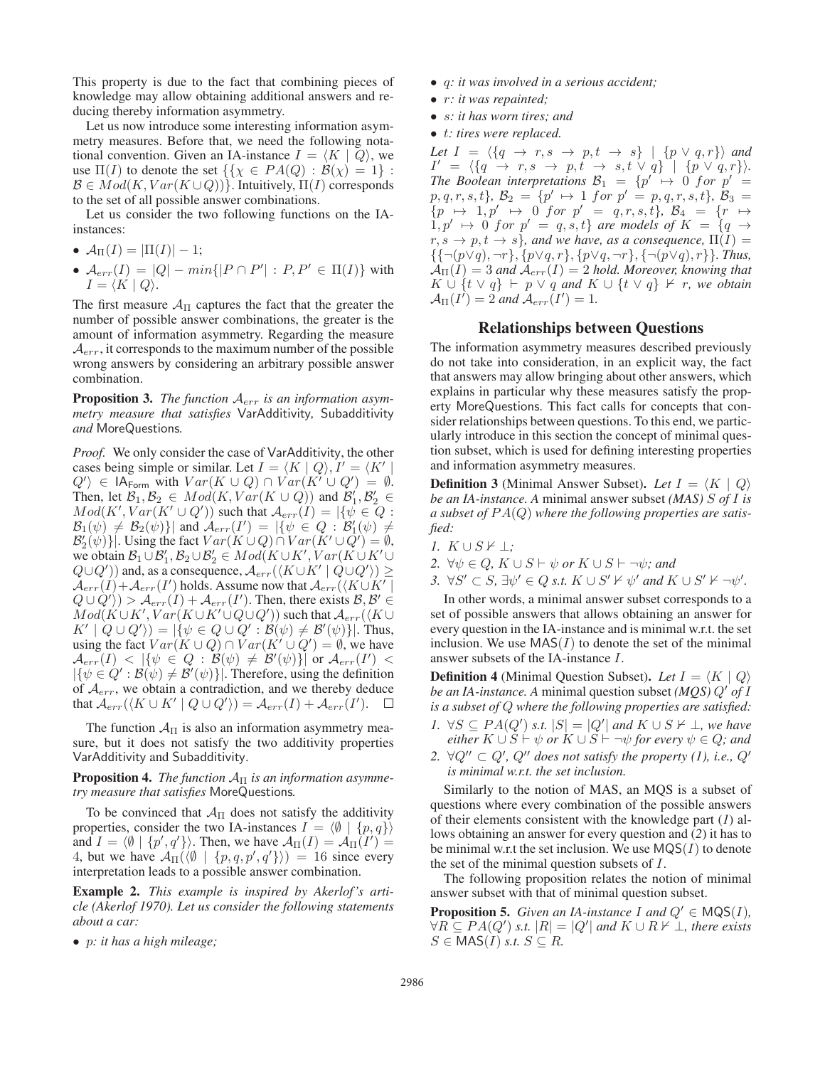This property is due to the fact that combining pieces of knowledge may allow obtaining additional answers and reducing thereby information asymmetry.

Let us now introduce some interesting information asymmetry measures. Before that, we need the following notational convention. Given an IA-instance $I = \langle K \mid Q \rangle$, we use $\Pi(I)$ to denote the set $\{\{\chi \in PA(Q) : \mathcal{B}(\chi) = 1\} : \mathcal{B} \in Mod(K, Var(K \cup Q))\}$. Intuitively, $\Pi(I)$ corresponds to the set of all possible answer combinations.

Let us consider the two following functions on the IA-instances:

- $\mathcal{A}_{\Pi}(I) = |\Pi(I)| - 1$;
- $\mathcal{A}_{err}(I) = |Q| - min\{|P \cap P'| : P, P' \in \Pi(I)\}$ with $I = \langle K \mid Q \rangle$.

The first measure $\mathcal{A}_{\Pi}$ captures the fact that the greater the number of possible answer combinations, the greater is the amount of information asymmetry. Regarding the measure $\mathcal{A}_{err}$, it corresponds to the maximum number of the possible wrong answers by considering an arbitrary possible answer combination.

**Proposition 3.** *The function $\mathcal{A}_{err}$ is an information asymmetry measure that satisfies* VarAdditivity*,* Subadditivity *and* MoreQuestions*.*

*Proof.* We only consider the case of VarAdditivity, the other cases being simple or similar. Let $I = \langle K \mid Q \rangle, I' = \langle K' \mid Q' \rangle \in \mathsf{IA}_{\mathsf{Form}}$ with $Var(K \cup Q) \cap Var(K' \cup Q') = \emptyset$. Then, let $\mathcal{B}_1, \mathcal{B}_2 \in Mod(K, Var(K \cup Q))$ and $\mathcal{B}'_1, \mathcal{B}'_2 \in Mod(K', Var(K' \cup Q'))$ such that $\mathcal{A}_{err}(I) = |\{\psi \in Q : \mathcal{B}_1(\psi) \neq \mathcal{B}_2(\psi)\}|$ and $\mathcal{A}_{err}(I') = |\{\psi \in Q : \mathcal{B}'_1(\psi) \neq \mathcal{B}'_2(\psi)\}|$. Using the fact $Var(K \cup Q) \cap Var(K' \cup Q') = \emptyset$, we obtain $\mathcal{B}_1 \cup \mathcal{B}'_1, \mathcal{B}_2 \cup \mathcal{B}'_2 \in Mod(K \cup K', Var(K \cup K' \cup Q \cup Q'))$ and, as a consequence, $\mathcal{A}_{err}(\langle K \cup K' \mid Q \cup Q' \rangle) \geq \mathcal{A}_{err}(I) + \mathcal{A}_{err}(I')$ holds. Assume now that $\mathcal{A}_{err}(\langle K \cup K' \mid Q \cup Q' \rangle) > \mathcal{A}_{err}(I) + \mathcal{A}_{err}(I')$. Then, there exists $\mathcal{B}, \mathcal{B}' \in Mod(K \cup K', Var(K \cup K' \cup Q \cup Q'))$ such that $\mathcal{A}_{err}(\langle K \cup K' \mid Q \cup Q' \rangle) = |\{\psi \in Q \cup Q' : \mathcal{B}(\psi) \neq \mathcal{B}'(\psi)\}|$. Thus, using the fact $Var(K \cup Q) \cap Var(K' \cup Q') = \emptyset$, we have $\mathcal{A}_{err}(I) < |\{\psi \in Q : \mathcal{B}(\psi) \neq \mathcal{B}'(\psi)\}|$ or $\mathcal{A}_{err}(I') < |\{\psi \in Q' : \mathcal{B}(\psi) \neq \mathcal{B}'(\psi)\}|$. Therefore, using the definition of $\mathcal{A}_{err}$, we obtain a contradiction, and we thereby deduce that $\mathcal{A}_{err}(\langle K \cup K' \mid Q \cup Q' \rangle) = \mathcal{A}_{err}(I) + \mathcal{A}_{err}(I')$. $\square$

The function $\mathcal{A}_{\Pi}$ is also an information asymmetry measure, but it does not satisfy the two additivity properties VarAdditivity and Subadditivity.

**Proposition 4.** *The function $\mathcal{A}_{\Pi}$ is an information asymmetry measure that satisfies* MoreQuestions*.*

To be convinced that $\mathcal{A}_{\Pi}$ does not satisfy the additivity properties, consider the two IA-instances $I = \langle \emptyset \mid \{p, q\} \rangle$ and $I = \langle \emptyset \mid \{p', q'\} \rangle$. Then, we have $\mathcal{A}_{\Pi}(I) = \mathcal{A}_{\Pi}(I') = 4$, but we have $\mathcal{A}_{\Pi}(\langle \emptyset \mid \{p, q, p', q'\} \rangle) = 16$ since every interpretation leads to a possible answer combination.

**Example 2.** *This example is inspired by Akerlof's article (Akerlof 1970). Let us consider the following statements about a car:*

- *$p$: it has a high mileage;*
- *$q$: it was involved in a serious accident;*
- *$r$: it was repainted;*
- *$s$: it has worn tires; and*
- *$t$: tires were replaced.*

*Let $I = \langle \{q \to r, s \to p, t \to s\} \mid \{p \vee q, r\} \rangle$ and $I' = \langle \{q \to r, s \to p, t \to s, t \vee q\} \mid \{p \vee q, r\} \rangle$. The Boolean interpretations $\mathcal{B}_1 = \{p' \mapsto 0$ for $p' = p, q, r, s, t\}$, $\mathcal{B}_2 = \{p' \mapsto 1$ for $p' = p, q, r, s, t\}$, $\mathcal{B}_3 = \{p \mapsto 1, p' \mapsto 0$ for $p' = q, r, s, t\}$, $\mathcal{B}_4 = \{r \mapsto 1, p' \mapsto 0$ for $p' = q, s, t\}$ are models of $K = \{q \to r, s \to p, t \to s\}$, and we have, as a consequence, $\Pi(I) = \{\{\neg(p \vee q), \neg r\}, \{p \vee q, r\}, \{p \vee q, \neg r\}, \{\neg(p \vee q), r\}\}$. Thus, $\mathcal{A}_{\Pi}(I) = 3$ and $\mathcal{A}_{err}(I) = 2$ hold. Moreover, knowing that $K \cup \{t \vee q\} \vdash p \vee q$ and $K \cup \{t \vee q\} \nvdash r$, we obtain $\mathcal{A}_{\Pi}(I') = 2$ and $\mathcal{A}_{err}(I') = 1$.*

## Relationships between Questions

The information asymmetry measures described previously do not take into consideration, in an explicit way, the fact that answers may allow bringing about other answers, which explains in particular why these measures satisfy the property MoreQuestions. This fact calls for concepts that consider relationships between questions. To this end, we particularly introduce in this section the concept of minimal question subset, which is used for defining interesting properties and information asymmetry measures.

**Definition 3** (Minimal Answer Subset)**.** *Let $I = \langle K \mid Q \rangle$ be an IA-instance. A* minimal answer subset *(MAS) $S$ of $I$ is a subset of $PA(Q)$ where the following properties are satisfied:*

1. *$K \cup S \nvdash \bot$;*
2. *$\forall \psi \in Q$, $K \cup S \vdash \psi$ or $K \cup S \vdash \neg\psi$; and*
3. *$\forall S' \subset S$, $\exists \psi' \in Q$ s.t. $K \cup S' \nvdash \psi'$ and $K \cup S' \nvdash \neg\psi'$.*

In other words, a minimal answer subset corresponds to a set of possible answers that allows obtaining an answer for every question in the IA-instance and is minimal w.r.t. the set inclusion. We use $\mathsf{MAS}(I)$ to denote the set of the minimal answer subsets of the IA-instance $I$.

**Definition 4** (Minimal Question Subset)**.** *Let $I = \langle K \mid Q \rangle$ be an IA-instance. A* minimal question subset *(MQS) $Q'$ of $I$ is a subset of $Q$ where the following properties are satisfied:*

1. *$\forall S \subseteq PA(Q')$ s.t. $|S| = |Q'|$ and $K \cup S \nvdash \bot$, we have either $K \cup S \vdash \psi$ or $K \cup S \vdash \neg\psi$ for every $\psi \in Q$; and*
2. *$\forall Q'' \subset Q'$, $Q''$ does not satisfy the property (1), i.e., $Q'$ is minimal w.r.t. the set inclusion.*

Similarly to the notion of MAS, an MQS is a subset of questions where every combination of the possible answers of their elements consistent with the knowledge part (*1*) allows obtaining an answer for every question and (*2*) it has to be minimal w.r.t the set inclusion. We use $\mathsf{MQS}(I)$ to denote the set of the minimal question subsets of $I$.

The following proposition relates the notion of minimal answer subset with that of minimal question subset.

**Proposition 5.** *Given an IA-instance $I$ and $Q' \in \mathsf{MQS}(I)$, $\forall R \subseteq PA(Q')$ s.t. $|R| = |Q'|$ and $K \cup R \nvdash \bot$, there exists $S \in \mathsf{MAS}(I)$ s.t. $S \subseteq R$.*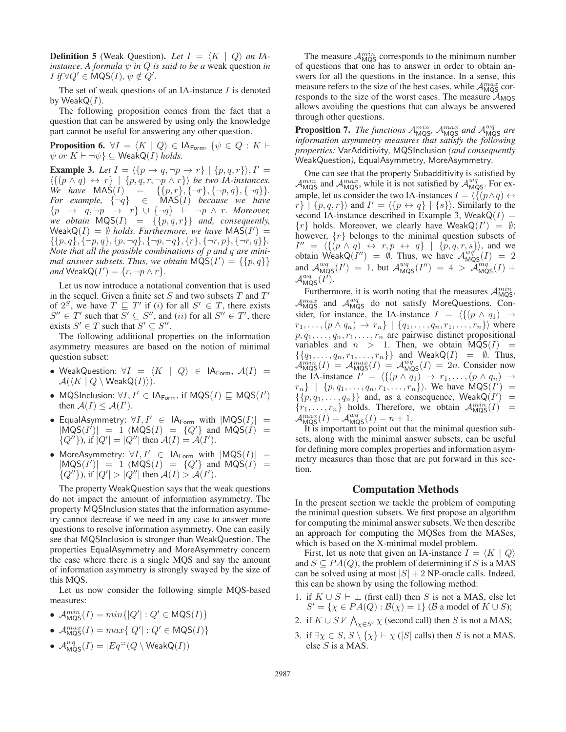**Definition 5** (Weak Question)**.** *Let $I = \langle K \mid Q\rangle$ an IA-instance. A formula $\psi$ in $Q$ is said to be a* weak question *in $I$ if $\forall Q' \in \mathsf{MQS}(I)$, $\psi \notin Q'$.*

The set of weak questions of an IA-instance $I$ is denoted by $\mathsf{WeakQ}(I)$.

The following proposition comes from the fact that a question that can be answered by using only the knowledge part cannot be useful for answering any other question.

**Proposition 6.** *$\forall I = \langle K \mid Q\rangle \in \mathsf{IA}_{\mathsf{Form}}$, $\{\psi \in Q : K \vdash \psi$ or $K \vdash \neg\psi\} \subseteq \mathsf{WeakQ}(I)$ holds.*

**Example 3.** *Let $I = \langle\{p \rightarrow q, \neg p \rightarrow r\} \mid \{p, q, r\}\rangle$, $I' = \langle\{(p \wedge q) \leftrightarrow r\} \mid \{p, q, r, \neg p \wedge r\}\rangle$ be two IA-instances. We have $\mathsf{MAS}(I) = \{\{p, r\}, \{\neg r\}, \{\neg p, q\}, \{\neg q\}\}$. For example, $\{\neg q\} \in \mathsf{MAS}(I)$ because we have $\{p \rightarrow q, \neg p \rightarrow r\} \cup \{\neg q\} \vdash \neg p \wedge r$. Moreover, we obtain $\mathsf{MQS}(I) = \{\{p, q, r\}\}$ and, consequently, $\mathsf{WeakQ}(I) = \emptyset$ holds. Furthermore, we have $\mathsf{MAS}(I') = \{\{p, q\}, \{\neg p, q\}, \{p, \neg q\}, \{\neg p, \neg q\}, \{r\}, \{\neg r, p\}, \{\neg r, q\}\}$. Note that all the possible combinations of $p$ and $q$ are minimal answer subsets. Thus, we obtain $\mathsf{MQS}(I') = \{\{p, q\}\}$ and $\mathsf{WeakQ}(I') = \{r, \neg p \wedge r\}$.*

Let us now introduce a notational convention that is used in the sequel. Given a finite set $S$ and two subsets $T$ and $T'$ of $2^S$, we have $T \sqsubseteq T'$ if $(i)$ for all $S' \in T$, there exists $S'' \in T'$ such that $S' \subseteq S''$, and $(ii)$ for all $S'' \in T'$, there exists $S' \in T$ such that $S' \subseteq S''$.

The following additional properties on the information asymmetry measures are based on the notion of minimal question subset:

- $\mathsf{WeakQuestion}$: $\forall I = \langle K \mid Q\rangle \in \mathsf{IA}_{\mathsf{Form}}$, $\mathcal{A}(I) = \mathcal{A}(\langle K \mid Q \setminus \mathsf{WeakQ}(I)\rangle)$.
- $\mathsf{MQSInclusion}$: $\forall I, I' \in \mathsf{IA}_{\mathsf{Form}}$, if $\mathsf{MQS}(I) \sqsubseteq \mathsf{MQS}(I')$ then $\mathcal{A}(I) \leq \mathcal{A}(I')$.
- $\mathsf{EqualAsymmetry}$: $\forall I, I' \in \mathsf{IA}_{\mathsf{Form}}$ with $|\mathsf{MQS}(I)| = |\mathsf{MQS}(I')| = 1$ ($\mathsf{MQS}(I) = \{Q'\}$ and $\mathsf{MQS}(I) = \{Q''\}$), if $|Q'| = |Q''|$ then $\mathcal{A}(I) = \mathcal{A}(I')$.
- $\mathsf{MoreAsymmetry}$: $\forall I, I' \in \mathsf{IA}_{\mathsf{Form}}$ with $|\mathsf{MQS}(I)| = |\mathsf{MQS}(I')| = 1$ ($\mathsf{MQS}(I) = \{Q'\}$ and $\mathsf{MQS}(I) = \{Q''\}$), if $|Q'| > |Q''|$ then $\mathcal{A}(I) > \mathcal{A}(I')$.

The property $\mathsf{WeakQuestion}$ says that the weak questions do not impact the amount of information asymmetry. The property $\mathsf{MQSInclusion}$ states that the information asymmetry cannot decrease if we need in any case to answer more questions to resolve information asymmetry. One can easily see that $\mathsf{MQSInclusion}$ is stronger than $\mathsf{WeakQuestion}$. The properties $\mathsf{EqualAsymmetry}$ and $\mathsf{MoreAsymmetry}$ concern the case where there is a single MQS and say the amount of information asymmetry is strongly swayed by the size of this MQS.

Let us now consider the following simple MQS-based measures:

- $\mathcal{A}^{min}_{\mathsf{MQS}}(I) = min\{|Q'| : Q' \in \mathsf{MQS}(I)\}$
- $\mathcal{A}^{max}_{\mathsf{MQS}}(I) = max\{|Q'| : Q' \in \mathsf{MQS}(I)\}$
- $\mathcal{A}^{wq}_{\mathsf{MQS}}(I) = |Eq^{\asymp}(Q \setminus \mathsf{WeakQ}(I))|$

The measure $\mathcal{A}^{min}_{\mathsf{MQS}}$ corresponds to the minimum number of questions that one has to answer in order to obtain answers for all the questions in the instance. In a sense, this measure refers to the size of the best cases, while $\mathcal{A}^{max}_{\mathsf{MQS}}$ corresponds to the size of the worst cases. The measure $\mathcal{A}_{\mathsf{MQS}}$ allows avoiding the questions that can always be answered through other questions.

**Proposition 7.** *The functions $\mathcal{A}^{min}_{\mathsf{MQS}}$, $\mathcal{A}^{max}_{\mathsf{MQS}}$ and $\mathcal{A}^{wq}_{\mathsf{MQS}}$ are information asymmetry measures that satisfy the following properties:* $\mathsf{VarAdditivity}$, $\mathsf{MQSInclusion}$ *(and consequently* $\mathsf{WeakQuestion}$*)*, $\mathsf{EqualAsymmetry}$, $\mathsf{MoreAsymmetry}$*.*

One can see that the property $\mathsf{Subadditivity}$ is satisfied by $\mathcal{A}^{min}_{\mathsf{MQS}}$ and $\mathcal{A}^{max}_{\mathsf{MQS}}$, while it is not satisfied by $\mathcal{A}^{wq}_{\mathsf{MQS}}$. For example, let us consider the two IA-instances $I = \langle\{(p \wedge q) \leftrightarrow r\} \mid \{p, q, r\}\rangle$ and $I' = \langle\{p \leftrightarrow q\} \mid \{s\}\rangle$. Similarly to the second IA-instance described in Example 3, $\mathsf{WeakQ}(I) = \{r\}$ holds. Moreover, we clearly have $\mathsf{WeakQ}(I') = \emptyset$; however, $\{r\}$ belongs to the minimal question subsets of $I'' = \langle\{(p \wedge q) \leftrightarrow r, p \leftrightarrow q\} \mid \{p, q, r, s\}\rangle$, and we obtain $\mathsf{WeakQ}(I'') = \emptyset$. Thus, we have $\mathcal{A}^{wq}_{\mathsf{MQS}}(I) = 2$ and $\mathcal{A}^{wq}_{\mathsf{MQS}}(I') = 1$, but $\mathcal{A}^{wq}_{\mathsf{MQS}}(I'') = 4 > \mathcal{A}^{mq}_{\mathsf{MQS}}(I) + \mathcal{A}^{wq}_{\mathsf{MQS}}(I')$.

Furthermore, it is worth noting that the measures $\mathcal{A}^{min}_{\mathsf{MQS}}$, $\mathcal{A}^{max}_{\mathsf{MQS}}$ and $\mathcal{A}^{wq}_{\mathsf{MQS}}$ do not satisfy $\mathsf{MoreQuestions}$. Consider, for instance, the IA-instance $I = \langle\{(p \wedge q_1) \rightarrow r_1, \ldots, (p \wedge q_n) \rightarrow r_n\} \mid \{q_1, \ldots, q_n, r_1, \ldots, r_n\}\rangle$ where $p, q_1, \ldots, q_n, r_1, \ldots, r_n$ are pairwise distinct propositional variables and $n > 1$. Then, we obtain $\mathsf{MQS}(I) = \{\{q_1, \ldots, q_n, r_1, \ldots, r_n\}\}$ and $\mathsf{WeakQ}(I) = \emptyset$. Thus, $\mathcal{A}^{min}_{\mathsf{MQS}}(I) = \mathcal{A}^{max}_{\mathsf{MQS}}(I) = \mathcal{A}^{wq}_{\mathsf{MQS}}(I) = 2n$. Consider now the IA-instance $I' = \langle\{(p \wedge q_1) \rightarrow r_1, \ldots, (p \wedge q_n) \rightarrow r_n\} \mid \{p, q_1, \ldots, q_n, r_1, \ldots, r_n\}\rangle$. We have $\mathsf{MQS}(I') = \{\{p, q_1, \ldots, q_n\}\}$ and, as a consequence, $\mathsf{WeakQ}(I') = \{r_1, \ldots, r_n\}$ holds. Therefore, we obtain $\mathcal{A}^{min}_{\mathsf{MQS}}(I) = \mathcal{A}^{max}_{\mathsf{MQS}}(I) = \mathcal{A}^{wq}_{\mathsf{MQS}}(I) = n + 1$.

It is important to point out that the minimal question subsets, along with the minimal answer subsets, can be useful for defining more complex properties and information asymmetry measures than those that are put forward in this section.

## Computation Methods

In the present section we tackle the problem of computing the minimal question subsets. We first propose an algorithm for computing the minimal answer subsets. We then describe an approach for computing the MQSes from the MASes, which is based on the X-minimal model problem.

First, let us note that given an IA-instance $I = \langle K \mid Q\rangle$ and $S \subseteq PA(Q)$, the problem of determining if $S$ is a MAS can be solved using at most $|S| + 2$ NP-oracle calls. Indeed, this can be shown by using the following method:

1. if $K \cup S \vdash \bot$ (first call) then $S$ is not a MAS, else let $S' = \{\chi \in PA(Q) : \mathcal{B}(\chi) = 1\}$ ($\mathcal{B}$ a model of $K \cup S$);
2. if $K \cup S \nvdash \bigwedge_{\chi \in S'} \chi$ (second call) then $S$ is not a MAS;
3. if $\exists \chi \in S$, $S \setminus \{\chi\} \vdash \chi$ ($|S|$ calls) then $S$ is not a MAS, else $S$ is a MAS.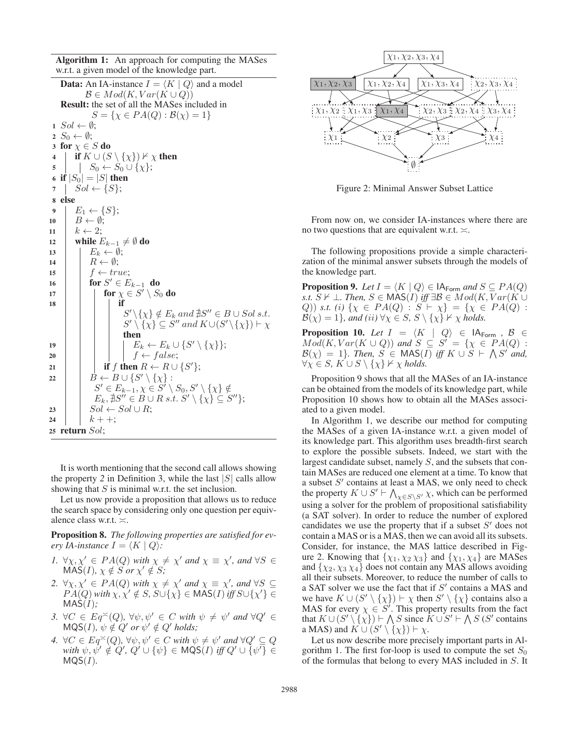**Algorithm 1:** An approach for computing the MASes w.r.t. a given model of the knowledge part.

```
Data: An IA-instance I = ⟨K | Q⟩ and a model
      B ∈ Mod(K, Var(K ∪ Q))
Result: the set of all the MASes included in
        S = {χ ∈ PA(Q) : B(χ) = 1}
1  Sol ← ∅;
2  S0 ← ∅;
3  for χ ∈ S do
4  |  if K ∪ (S \ {χ}) ⊬ χ then
5  |  |  S0 ← S0 ∪ {χ};
6  if |S0| = |S| then
7  |  Sol ← {S};
8  else
9  |  E1 ← {S};
10 |  B ← ∅;
11 |  k ← 2;
12 |  while E_{k-1} ≠ ∅ do
13 |  |  E_k ← ∅;
14 |  |  R ← ∅;
15 |  |  f ← true;
16 |  |  for S' ∈ E_{k-1} do
17 |  |  |  for χ ∈ S' \ S0 do
18 |  |  |  |  if
   |  |  |  |    S'\{χ} ∉ E_k and ∄S'' ∈ B ∪ Sol s.t.
   |  |  |  |    S' \ {χ} ⊆ S'' and K∪(S'\{χ}) ⊢ χ
   |  |  |  |  then
19 |  |  |  |  |  E_k ← E_k ∪ {S' \ {χ}};
20 |  |  |  |  |  f ← false;
21 |  |  |  if f then R ← R ∪ {S'};
22 |  |  B ← B ∪ {S' \ {χ} :
   |  |      S' ∈ E_{k-1}, χ ∈ S' \ S0, S' \ {χ} ∉
   |  |      E_k, ∄S'' ∈ B ∪ R s.t. S' \ {χ} ⊆ S''};
23 |  |  Sol ← Sol ∪ R;
24 |  |  k + +;
25 return Sol;
```

It is worth mentioning that the second call allows showing the property *2* in Definition 3, while the last $|S|$ calls allow showing that $S$ is minimal w.r.t. the set inclusion.

Let us now provide a proposition that allows us to reduce the search space by considering only one question per equivalence class w.r.t. $\asymp$.

**Proposition 8.** *The following properties are satisfied for every IA-instance $I = \langle K \mid Q \rangle$:*

1. $\forall \chi, \chi' \in PA(Q)$ *with* $\chi \neq \chi'$ *and* $\chi \equiv \chi'$, *and* $\forall S \in \mathsf{MAS}(I)$, $\chi \notin S$ *or* $\chi' \notin S$;
2. $\forall \chi, \chi' \in PA(Q)$ *with* $\chi \neq \chi'$ *and* $\chi \equiv \chi'$, *and* $\forall S \subseteq PA(Q)$ *with* $\chi, \chi' \notin S$, $S \cup \{\chi\} \in \mathsf{MAS}(I)$ *iff* $S \cup \{\chi'\} \in \mathsf{MAS}(I)$;
3. $\forall C \in Eq^{\asymp}(Q)$, $\forall \psi, \psi' \in C$ *with* $\psi \neq \psi'$ *and* $\forall Q' \in \mathsf{MQS}(I)$, $\psi \notin Q'$ *or* $\psi' \notin Q'$ *holds;*
4. $\forall C \in Eq^{\asymp}(Q)$, $\forall \psi, \psi' \in C$ *with* $\psi \neq \psi'$ *and* $\forall Q' \subseteq Q$ *with* $\psi, \psi' \notin Q'$, $Q' \cup \{\psi\} \in \mathsf{MQS}(I)$ *iff* $Q' \cup \{\psi'\} \in \mathsf{MQS}(I)$.

Figure 2: Minimal Answer Subset Lattice

From now on, we consider IA-instances where there are no two questions that are equivalent w.r.t. $\asymp$.

The following propositions provide a simple characterization of the minimal answer subsets through the models of the knowledge part.

**Proposition 9.** *Let $I = \langle K \mid Q \rangle \in \mathsf{IA}_{\mathsf{Form}}$ and $S \subseteq PA(Q)$ s.t. $S \nvdash \bot$. Then, $S \in \mathsf{MAS}(I)$ iff $\exists \mathcal{B} \in Mod(K, Var(K \cup Q))$ s.t. (i) $\{\chi \in PA(Q) : S \vdash \chi\} = \{\chi \in PA(Q) : \mathcal{B}(\chi) = 1\}$, and (ii) $\forall \chi \in S$, $S \setminus \{\chi\} \nvdash \chi$ holds.*

**Proposition 10.** *Let $I = \langle K \mid Q \rangle \in \mathsf{IA}_{\mathsf{Form}}$, $\mathcal{B} \in Mod(K, Var(K \cup Q))$ and $S \subseteq S' = \{\chi \in PA(Q) : \mathcal{B}(\chi) = 1\}$. Then, $S \in \mathsf{MAS}(I)$ iff $K \cup S \vdash \bigwedge S'$ and, $\forall \chi \in S$, $K \cup S \setminus \{\chi\} \nvdash \chi$ holds.*

Proposition 9 shows that all the MASes of an IA-instance can be obtained from the models of its knowledge part, while Proposition 10 shows how to obtain all the MASes associated to a given model.

In Algorithm 1, we describe our method for computing the MASes of a given IA-instance w.r.t. a given model of its knowledge part. This algorithm uses breadth-first search to explore the possible subsets. Indeed, we start with the largest candidate subset, namely $S$, and the subsets that contain MASes are reduced one element at a time. To know that a subset $S'$ contains at least a MAS, we only need to check the property $K \cup S' \vdash \bigwedge_{\chi \in S \setminus S'} \chi$, which can be performed using a solver for the problem of propositional satisfiability (a SAT solver). In order to reduce the number of explored candidates we use the property that if a subset $S'$ does not contain a MAS or is a MAS, then we can avoid all its subsets. Consider, for instance, the MAS lattice described in Figure 2. Knowing that $\{\chi_1, \chi_2\, \chi_3\}$ and $\{\chi_1, \chi_4\}$ are MASes and $\{\chi_2, \chi_3\, \chi_4\}$ does not contain any MAS allows avoiding all their subsets. Moreover, to reduce the number of calls to a SAT solver we use the fact that if $S'$ contains a MAS and we have $K \cup (S' \setminus \{\chi\}) \vdash \chi$ then $S' \setminus \{\chi\}$ contains also a MAS for every $\chi \in S'$. This property results from the fact that $K \cup (S' \setminus \{\chi\}) \vdash \bigwedge S$ since $K \cup S' \vdash \bigwedge S$ ($S'$ contains a MAS) and $K \cup (S' \setminus \{\chi\}) \vdash \chi$.

Let us now describe more precisely important parts in Algorithm 1. The first for-loop is used to compute the set $S_0$ of the formulas that belong to every MAS included in $S$. It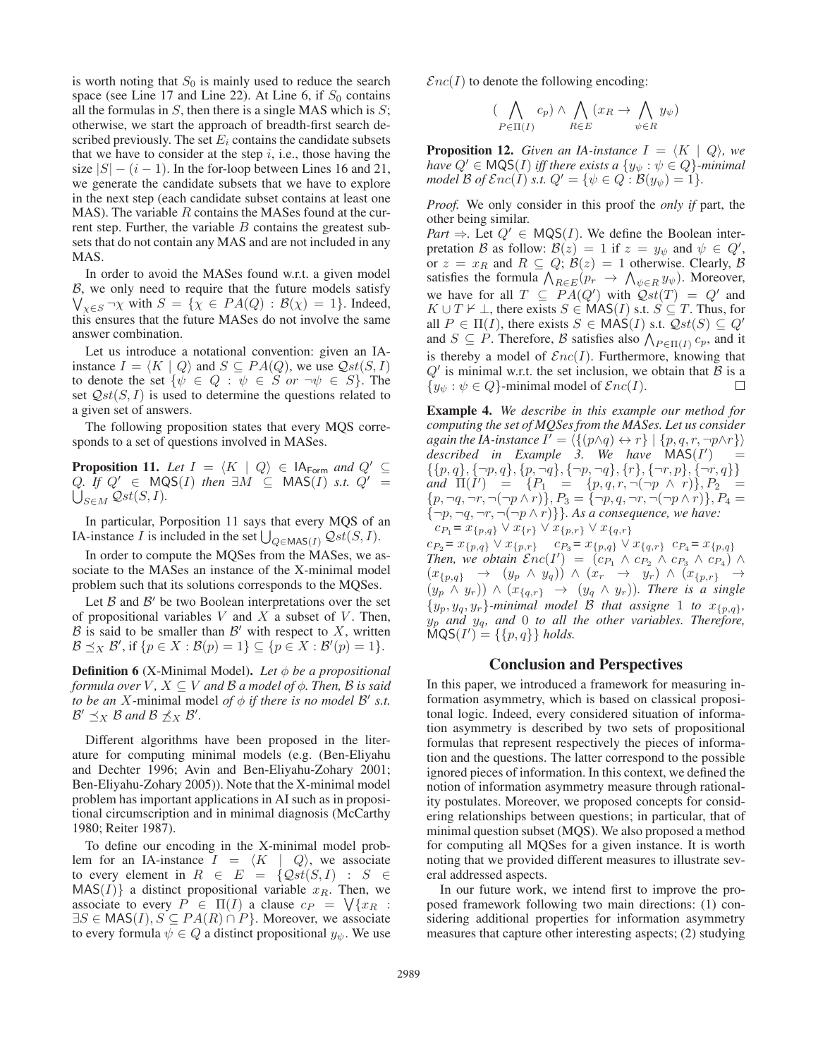is worth noting that $S_0$ is mainly used to reduce the search space (see Line 17 and Line 22). At Line 6, if $S_0$ contains all the formulas in $S$, then there is a single MAS which is $S$; otherwise, we start the approach of breadth-first search described previously. The set $E_i$ contains the candidate subsets that we have to consider at the step $i$, i.e., those having the size $|S| - (i-1)$. In the for-loop between Lines 16 and 21, we generate the candidate subsets that we have to explore in the next step (each candidate subset contains at least one MAS). The variable $R$ contains the MASes found at the current step. Further, the variable $B$ contains the greatest subsets that do not contain any MAS and are not included in any MAS.

In order to avoid the MASes found w.r.t. a given model $\mathcal{B}$, we only need to require that the future models satisfy $\bigvee_{\chi \in S} \neg\chi$ with $S = \{\chi \in PA(Q) : \mathcal{B}(\chi) = 1\}$. Indeed, this ensures that the future MASes do not involve the same answer combination.

Let us introduce a notational convention: given an IA-instance $I = \langle K \mid Q \rangle$ and $S \subseteq PA(Q)$, we use $\mathcal{Q}st(S, I)$ to denote the set $\{\psi \in Q : \psi \in S \text{ or } \neg\psi \in S\}$. The set $\mathcal{Q}st(S, I)$ is used to determine the questions related to a given set of answers.

The following proposition states that every MQS corresponds to a set of questions involved in MASes.

**Proposition 11.** *Let $I = \langle K \mid Q \rangle \in \mathsf{IA}_{\mathsf{Form}}$ and $Q' \subseteq Q$. If $Q' \in \mathsf{MQS}(I)$ then $\exists M \subseteq \mathsf{MAS}(I)$ s.t. $Q' = \bigcup_{S \in M} \mathcal{Q}st(S, I)$.*

In particular, Porposition 11 says that every MQS of an IA-instance $I$ is included in the set $\bigcup_{Q \in \mathsf{MAS}(I)} \mathcal{Q}st(S, I)$.

In order to compute the MQSes from the MASes, we associate to the MASes an instance of the X-minimal model problem such that its solutions corresponds to the MQSes.

Let $\mathcal{B}$ and $\mathcal{B}'$ be two Boolean interpretations over the set of propositional variables $V$ and $X$ a subset of $V$. Then, $\mathcal{B}$ is said to be smaller than $\mathcal{B}'$ with respect to $X$, written $\mathcal{B} \preceq_X \mathcal{B}'$, if $\{p \in X : \mathcal{B}(p) = 1\} \subseteq \{p \in X : \mathcal{B}'(p) = 1\}$.

**Definition 6** (X-Minimal Model). *Let $\phi$ be a propositional formula over $V$, $X \subseteq V$ and $\mathcal{B}$ a model of $\phi$. Then, $\mathcal{B}$ is said to be an $X$-minimal model of $\phi$ if there is no model $\mathcal{B}'$ s.t. $\mathcal{B}' \preceq_X \mathcal{B}$ and $\mathcal{B} \not\preceq_X \mathcal{B}'$.*

Different algorithms have been proposed in the literature for computing minimal models (e.g. (Ben-Eliyahu and Dechter 1996; Avin and Ben-Eliyahu-Zohary 2001; Ben-Eliyahu-Zohary 2005)). Note that the X-minimal model problem has important applications in AI such as in propositional circumscription and in minimal diagnosis (McCarthy 1980; Reiter 1987).

To define our encoding in the X-minimal model problem for an IA-instance $I = \langle K \mid Q \rangle$, we associate to every element in $R \in E = \{\mathcal{Q}st(S, I) : S \in \mathsf{MAS}(I)\}$ a distinct propositional variable $x_R$. Then, we associate to every $P \in \Pi(I)$ a clause $c_P = \bigvee\{x_R : \exists S \in \mathsf{MAS}(I), S \subseteq PA(R) \cap P\}$. Moreover, we associate to every formula $\psi \in Q$ a distinct propositional $y_\psi$. We use $\mathcal{E}nc(I)$ to denote the following encoding:

$$(\bigwedge_{P \in \Pi(I)} c_p) \wedge \bigwedge_{R \in E} (x_R \rightarrow \bigwedge_{\psi \in R} y_\psi)$$

**Proposition 12.** *Given an IA-instance $I = \langle K \mid Q \rangle$, we have $Q' \in \mathsf{MQS}(I)$ iff there exists a $\{y_\psi : \psi \in Q\}$-minimal model $\mathcal{B}$ of $\mathcal{E}nc(I)$ s.t. $Q' = \{\psi \in Q : \mathcal{B}(y_\psi) = 1\}$.*

*Proof.* We only consider in this proof the *only if* part, the other being similar.
*Part* $\Rightarrow$. Let $Q' \in \mathsf{MQS}(I)$. We define the Boolean interpretation $\mathcal{B}$ as follow: $\mathcal{B}(z) = 1$ if $z = y_\psi$ and $\psi \in Q'$, or $z = x_R$ and $R \subseteq Q$; $\mathcal{B}(z) = 1$ otherwise. Clearly, $\mathcal{B}$ satisfies the formula $\bigwedge_{R \in E}(p_r \rightarrow \bigwedge_{\psi \in R} y_\psi)$. Moreover, we have for all $T \subseteq PA(Q')$ with $\mathcal{Q}st(T) = Q'$ and $K \cup T \nvdash \bot$, there exists $S \in \mathsf{MAS}(I)$ s.t. $S \subseteq T$. Thus, for all $P \in \Pi(I)$, there exists $S \in \mathsf{MAS}(I)$ s.t. $\mathcal{Q}st(S) \subseteq Q'$ and $S \subseteq P$. Therefore, $\mathcal{B}$ satisfies also $\bigwedge_{P \in \Pi(I)} c_p$, and it is thereby a model of $\mathcal{E}nc(I)$. Furthermore, knowing that $Q'$ is minimal w.r.t. the set inclusion, we obtain that $\mathcal{B}$ is a $\{y_\psi : \psi \in Q\}$-minimal model of $\mathcal{E}nc(I)$. ∎

**Example 4.** *We describe in this example our method for computing the set of MQSes from the MASes. Let us consider again the IA-instance $I' = \langle \{(p \wedge q) \leftrightarrow r\} \mid \{p, q, r, \neg p \wedge r\} \rangle$ described in Example 3. We have $\mathsf{MAS}(I') = \{\{p, q\}, \{\neg p, q\}, \{p, \neg q\}, \{\neg p, \neg q\}, \{r\}, \{\neg r, p\}, \{\neg r, q\}\}$ and $\Pi(I') = \{P_1 = \{p, q, r, \neg(\neg p \wedge r)\}, P_2 = \{p, \neg q, \neg r, \neg(\neg p \wedge r)\}, P_3 = \{\neg p, q, \neg r, \neg(\neg p \wedge r)\}, P_4 = \{\neg p, \neg q, \neg r, \neg(\neg p \wedge r)\}\}$. As a consequence, we have:*
$c_{P_1} = x_{\{p,q\}} \vee x_{\{r\}} \vee x_{\{p,r\}} \vee x_{\{q,r\}}$
$c_{P_2} = x_{\{p,q\}} \vee x_{\{p,r\}}$ $\quad c_{P_3} = x_{\{p,q\}} \vee x_{\{q,r\}}$ $\quad c_{P_4} = x_{\{p,q\}}$
*Then, we obtain $\mathcal{E}nc(I') = (c_{P_1} \wedge c_{P_2} \wedge c_{P_3} \wedge c_{P_4}) \wedge (x_{\{p,q\}} \rightarrow (y_p \wedge y_q)) \wedge (x_r \rightarrow y_r) \wedge (x_{\{p,r\}} \rightarrow (y_p \wedge y_r)) \wedge (x_{\{q,r\}} \rightarrow (y_q \wedge y_r))$. There is a single $\{y_p, y_q, y_r\}$-minimal model $\mathcal{B}$ that assigne 1 to $x_{\{p,q\}}$, $y_p$ and $y_q$, and 0 to all the other variables. Therefore, $\mathsf{MQS}(I') = \{\{p, q\}\}$ holds.*

## Conclusion and Perspectives

In this paper, we introduced a framework for measuring information asymmetry, which is based on classical propositional logic. Indeed, every considered situation of information asymmetry is described by two sets of propositional formulas that represent respectively the pieces of information and the questions. The latter correspond to the possible ignored pieces of information. In this context, we defined the notion of information asymmetry measure through rationality postulates. Moreover, we proposed concepts for considering relationships between questions; in particular, that of minimal question subset (MQS). We also proposed a method for computing all MQSes for a given instance. It is worth noting that we provided different measures to illustrate several addressed aspects.

In our future work, we intend first to improve the proposed framework following two main directions: (1) considering additional properties for information asymmetry measures that capture other interesting aspects; (2) studying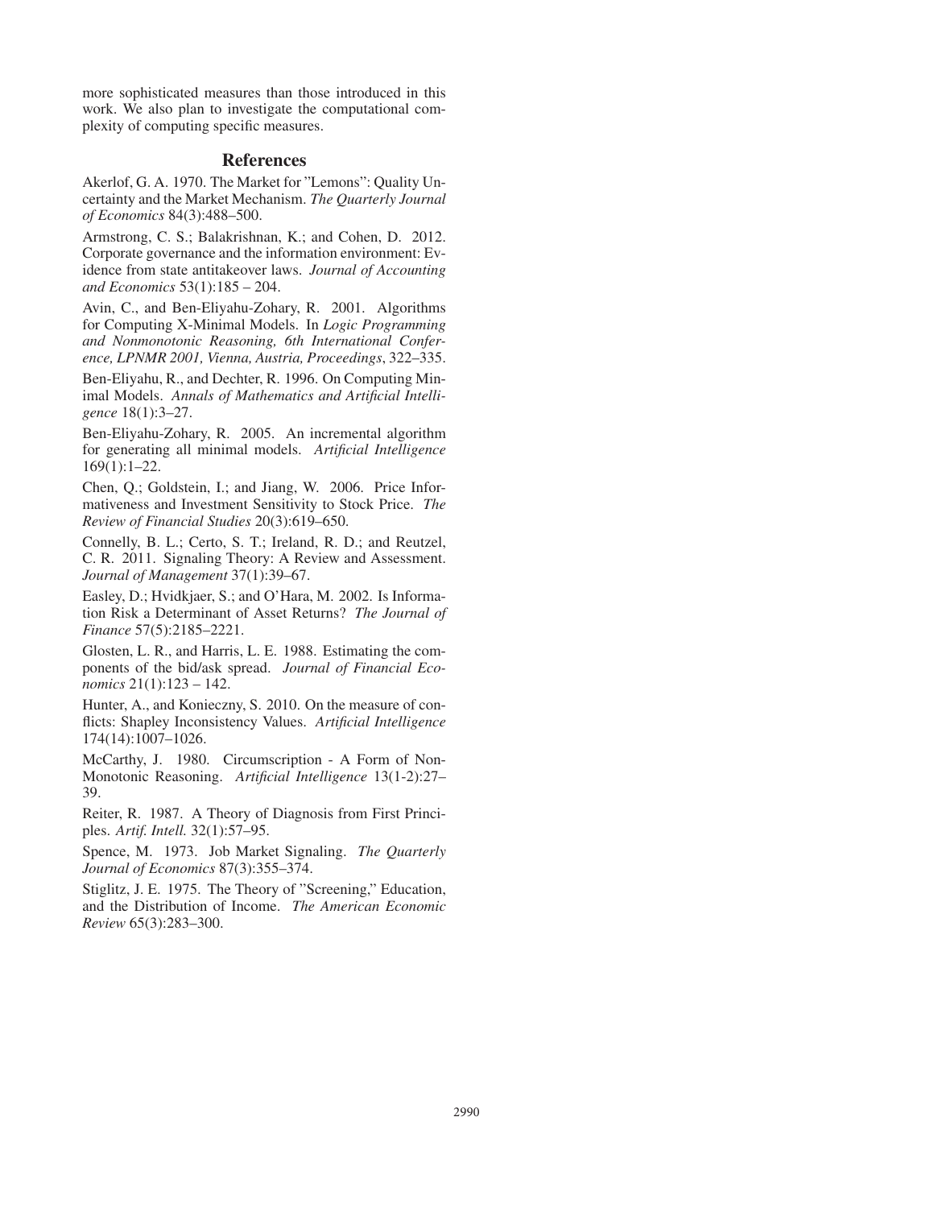more sophisticated measures than those introduced in this work. We also plan to investigate the computational complexity of computing specific measures.

## References

Akerlof, G. A. 1970. The Market for "Lemons": Quality Uncertainty and the Market Mechanism. *The Quarterly Journal of Economics* 84(3):488–500.

Armstrong, C. S.; Balakrishnan, K.; and Cohen, D. 2012. Corporate governance and the information environment: Evidence from state antitakeover laws. *Journal of Accounting and Economics* 53(1):185 – 204.

Avin, C., and Ben-Eliyahu-Zohary, R. 2001. Algorithms for Computing X-Minimal Models. In *Logic Programming and Nonmonotonic Reasoning, 6th International Conference, LPNMR 2001, Vienna, Austria, Proceedings*, 322–335.

Ben-Eliyahu, R., and Dechter, R. 1996. On Computing Minimal Models. *Annals of Mathematics and Artificial Intelligence* 18(1):3–27.

Ben-Eliyahu-Zohary, R. 2005. An incremental algorithm for generating all minimal models. *Artificial Intelligence* 169(1):1–22.

Chen, Q.; Goldstein, I.; and Jiang, W. 2006. Price Informativeness and Investment Sensitivity to Stock Price. *The Review of Financial Studies* 20(3):619–650.

Connelly, B. L.; Certo, S. T.; Ireland, R. D.; and Reutzel, C. R. 2011. Signaling Theory: A Review and Assessment. *Journal of Management* 37(1):39–67.

Easley, D.; Hvidkjaer, S.; and O'Hara, M. 2002. Is Information Risk a Determinant of Asset Returns? *The Journal of Finance* 57(5):2185–2221.

Glosten, L. R., and Harris, L. E. 1988. Estimating the components of the bid/ask spread. *Journal of Financial Economics* 21(1):123 – 142.

Hunter, A., and Konieczny, S. 2010. On the measure of conflicts: Shapley Inconsistency Values. *Artificial Intelligence* 174(14):1007–1026.

McCarthy, J. 1980. Circumscription - A Form of Non-Monotonic Reasoning. *Artificial Intelligence* 13(1-2):27–39.

Reiter, R. 1987. A Theory of Diagnosis from First Principles. *Artif. Intell.* 32(1):57–95.

Spence, M. 1973. Job Market Signaling. *The Quarterly Journal of Economics* 87(3):355–374.

Stiglitz, J. E. 1975. The Theory of "Screening," Education, and the Distribution of Income. *The American Economic Review* 65(3):283–300.